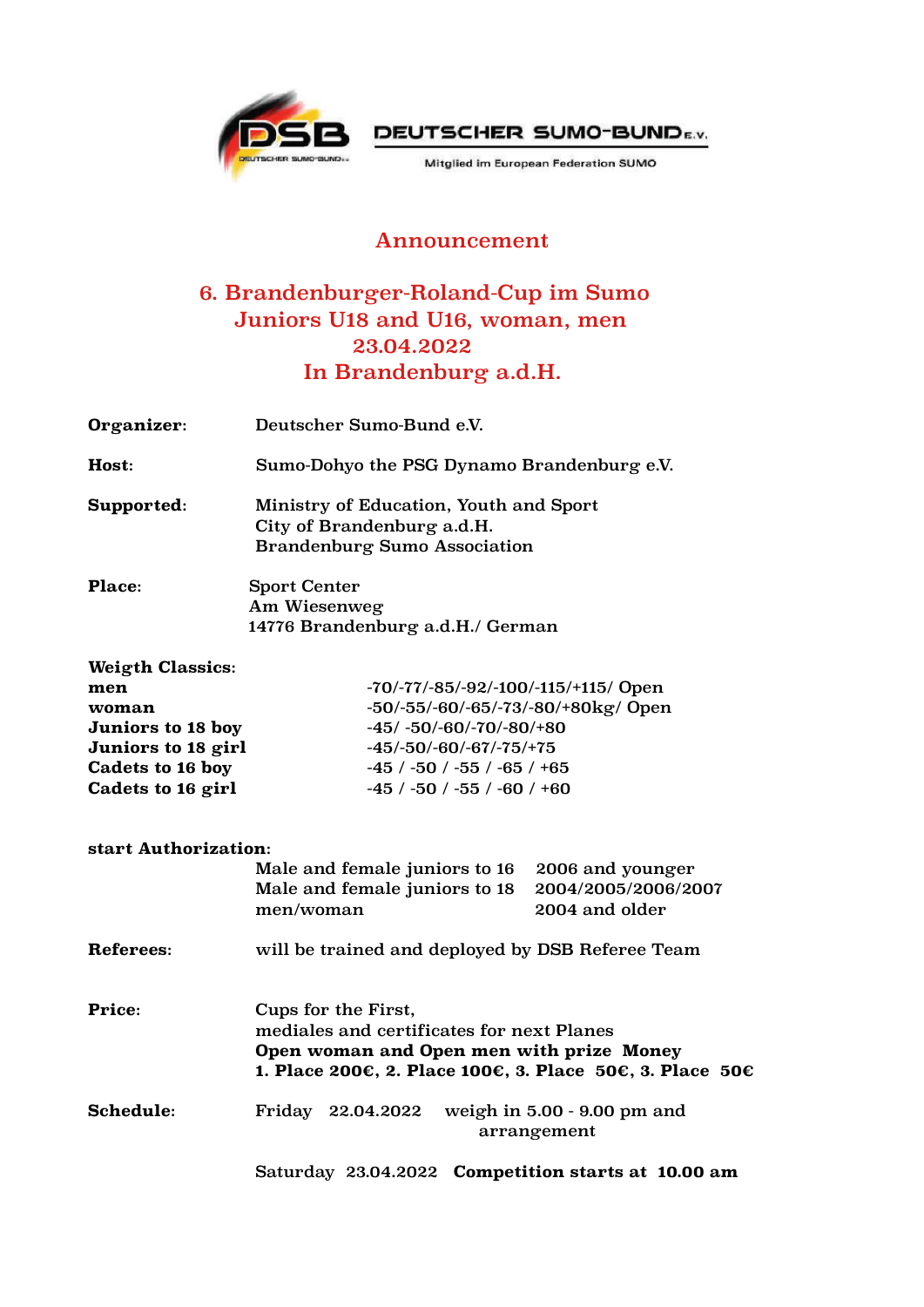DEUTSCHER SUMO-BUND e.V.

Mitglied im European Federation SUMO

# Announcement

## 6. Brandenburger-Roland-Cup im Sumo
## Juniors U18 and U16, woman, men
## 23.04.2022
## In Brandenburg a.d.H.

**Organizer**: Deutscher Sumo-Bund e.V.

**Host**: Sumo-Dohyo the PSG Dynamo Brandenburg e.V.

**Supported**: Ministry of Education, Youth and Sport
City of Brandenburg a.d.H.
Brandenburg Sumo Association

**Place**: Sport Center
Am Wiesenweg
14776 Brandenburg a.d.H./ German

**Weigth Classics**:

| | |
|---|---|
| **men** | -70/-77/-85/-92/-100/-115/+115/ Open |
| **woman** | -50/-55/-60/-65/-73/-80/+80kg/ Open |
| **Juniors to 18 boy** | -45/ -50/-60/-70/-80/+80 |
| **Juniors to 18 girl** | -45/-50/-60/-67/-75/+75 |
| **Cadets to 16 boy** | -45 / -50 / -55 / -65 / +65 |
| **Cadets to 16 girl** | -45 / -50 / -55 / -60 / +60 |

**start Authorization**:

| | |
|---|---|
| Male and female juniors to 16 | 2006 and younger |
| Male and female juniors to 18 | 2004/2005/2006/2007 |
| men/woman | 2004 and older |

**Referees**: will be trained and deployed by DSB Referee Team

**Price**: Cups for the First,
mediales and certificates for next Planes
**Open woman and Open men with prize Money**
**1. Place 200€, 2. Place 100€, 3. Place 50€, 3. Place 50€**

**Schedule**: Friday 22.04.2022 weigh in 5.00 - 9.00 pm and arrangement

Saturday 23.04.2022 **Competition starts at 10.00 am**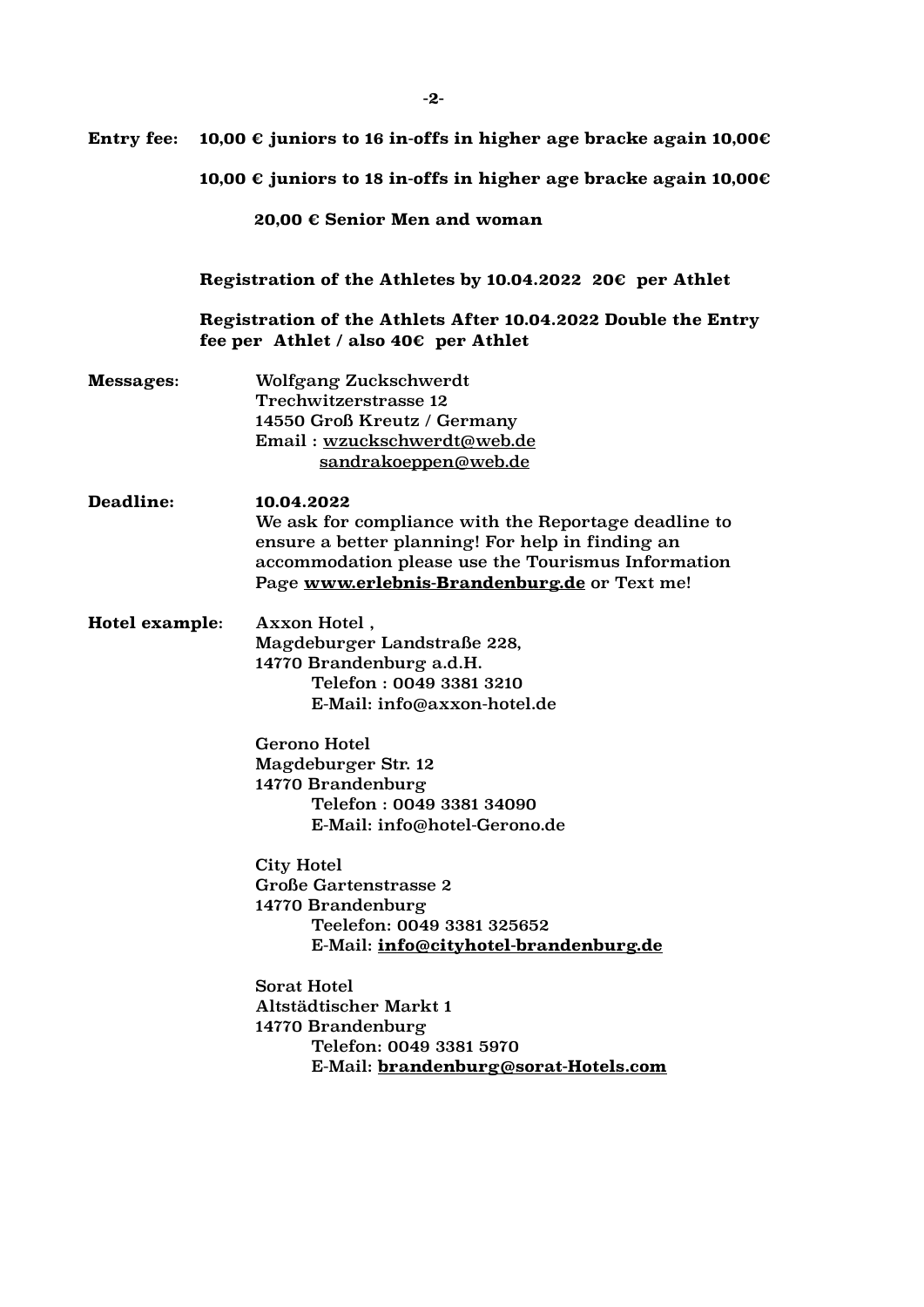**Entry fee:** **10,00 € juniors to 16 in-offs in higher age bracke again 10,00€**

**10,00 € juniors to 18 in-offs in higher age bracke again 10,00€**

**20,00 € Senior Men and woman**

**Registration of the Athletes by 10.04.2022 20€ per Athlet**

**Registration of the Athlets After 10.04.2022 Double the Entry fee per Athlet / also 40€ per Athlet**

**Messages:** Wolfgang Zuckschwerdt
Trechwitzerstrasse 12
14550 Groß Kreutz / Germany
Email : wzuckschwerdt@web.de
sandrakoeppen@web.de

**Deadline:** **10.04.2022**
We ask for compliance with the Reportage deadline to ensure a better planning! For help in finding an accommodation please use the Tourismus Information Page **www.erlebnis-Brandenburg.de** or Text me!

**Hotel example:** Axxon Hotel ,
Magdeburger Landstraße 228,
14770 Brandenburg a.d.H.
Telefon : 0049 3381 3210
E-Mail: info@axxon-hotel.de

Gerono Hotel
Magdeburger Str. 12
14770 Brandenburg
Telefon : 0049 3381 34090
E-Mail: info@hotel-Gerono.de

City Hotel
Große Gartenstrasse 2
14770 Brandenburg
Teelefon: 0049 3381 325652
E-Mail: **info@cityhotel-brandenburg.de**

Sorat Hotel
Altstädtischer Markt 1
14770 Brandenburg
Telefon: 0049 3381 5970
E-Mail: **brandenburg@sorat-Hotels.com**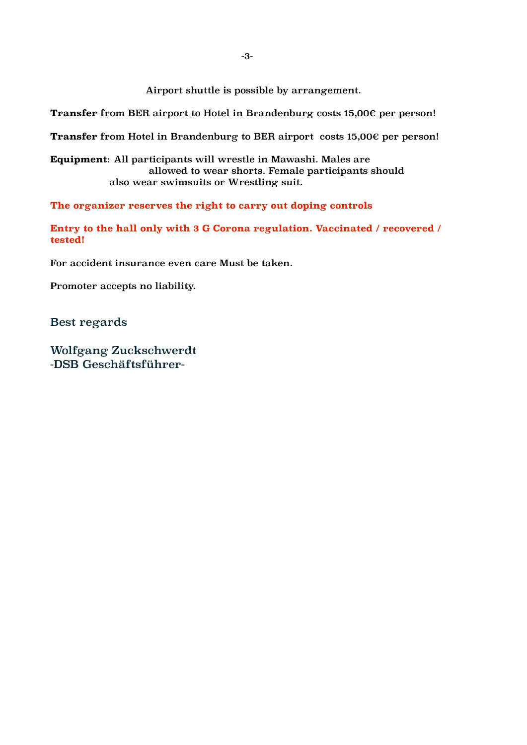Airport shuttle is possible by arrangement.

**Transfer** from BER airport to Hotel in Brandenburg costs 15,00€ per person!

**Transfer** from Hotel in Brandenburg to BER airport costs 15,00€ per person!

**Equipment**: All participants will wrestle in Mawashi. Males are allowed to wear shorts. Female participants should also wear swimsuits or Wrestling suit.

**The organizer reserves the right to carry out doping controls**

**Entry to the hall only with 3 G Corona regulation. Vaccinated / recovered / tested!**

For accident insurance even care Must be taken.

Promoter accepts no liability.

Best regards

Wolfgang Zuckschwerdt
-DSB Geschäftsführer-